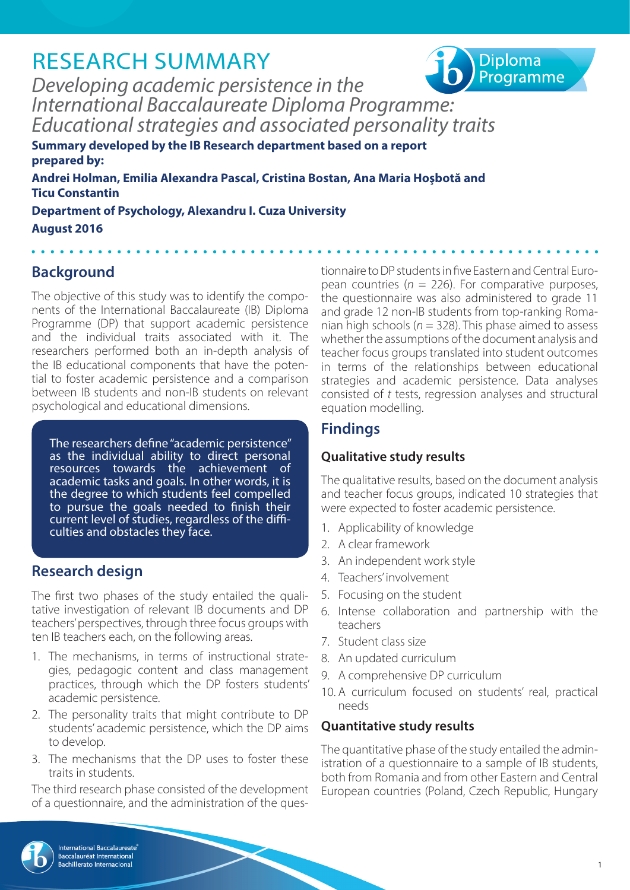# RESEARCH SUMMARY

*Developing academic persistence in the International Baccalaureate Diploma Programme: Educational strategies and associated personality traits*

**Summary developed by the IB Research department based on a report prepared by:**

**Andrei Holman, Emilia Alexandra Pascal, Cristina Bostan, Ana Maria Hoşbotă and Ticu Constantin**

**Department of Psychology, Alexandru I. Cuza University**

**August 2016**

## Background

The objective of this study was to identify the components of the International Baccalaureate (IB) Diploma Programme (DP) that support academic persistence and the individual traits associated with it. The researchers performed both an in-depth analysis of the IB educational components that have the potential to foster academic persistence and a comparison between IB students and non-IB students on relevant psychological and educational dimensions.

> The researchers define "academic persistence" as the individual ability to direct personal resources towards the achievement of academic tasks and goals. In other words, it is the degree to which students feel compelled to pursue the goals needed to finish their current level of studies, regardless of the difficulties and obstacles they face.

## Research design

The first two phases of the study entailed the qualitative investigation of relevant IB documents and DP teachers' perspectives, through three focus groups with ten IB teachers each, on the following areas.

1. The mechanisms, in terms of instructional strategies, pedagogic content and class management practices, through which the DP fosters students' academic persistence.
2. The personality traits that might contribute to DP students' academic persistence, which the DP aims to develop.
3. The mechanisms that the DP uses to foster these traits in students.

The third research phase consisted of the development of a questionnaire, and the administration of the questionnaire to DP students in five Eastern and Central European countries ($n$ = 226). For comparative purposes, the questionnaire was also administered to grade 11 and grade 12 non-IB students from top-ranking Romanian high schools ($n$ = 328). This phase aimed to assess whether the assumptions of the document analysis and teacher focus groups translated into student outcomes in terms of the relationships between educational strategies and academic persistence. Data analyses consisted of $t$ tests, regression analyses and structural equation modelling.

## Findings

### Qualitative study results

The qualitative results, based on the document analysis and teacher focus groups, indicated 10 strategies that were expected to foster academic persistence.

1. Applicability of knowledge
2. A clear framework
3. An independent work style
4. Teachers' involvement
5. Focusing on the student
6. Intense collaboration and partnership with the teachers
7. Student class size
8. An updated curriculum
9. A comprehensive DP curriculum
10. A curriculum focused on students' real, practical needs

### Quantitative study results

The quantitative phase of the study entailed the administration of a questionnaire to a sample of IB students, both from Romania and from other Eastern and Central European countries (Poland, Czech Republic, Hungary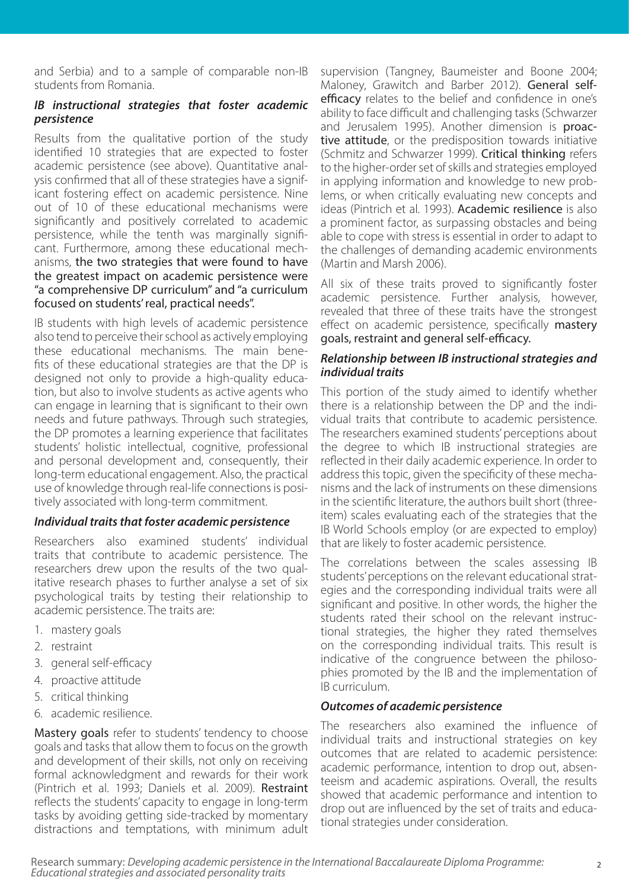and Serbia) and to a sample of comparable non-IB students from Romania.

### *IB instructional strategies that foster academic persistence*

Results from the qualitative portion of the study identified 10 strategies that are expected to foster academic persistence (see above). Quantitative analysis confirmed that all of these strategies have a significant fostering effect on academic persistence. Nine out of 10 of these educational mechanisms were significantly and positively correlated to academic persistence, while the tenth was marginally significant. Furthermore, among these educational mechanisms, the two strategies that were found to have the greatest impact on academic persistence were "a comprehensive DP curriculum" and "a curriculum focused on students' real, practical needs".

IB students with high levels of academic persistence also tend to perceive their school as actively employing these educational mechanisms. The main benefits of these educational strategies are that the DP is designed not only to provide a high-quality education, but also to involve students as active agents who can engage in learning that is significant to their own needs and future pathways. Through such strategies, the DP promotes a learning experience that facilitates students' holistic intellectual, cognitive, professional and personal development and, consequently, their long-term educational engagement. Also, the practical use of knowledge through real-life connections is positively associated with long-term commitment.

### *Individual traits that foster academic persistence*

Researchers also examined students' individual traits that contribute to academic persistence. The researchers drew upon the results of the two qualitative research phases to further analyse a set of six psychological traits by testing their relationship to academic persistence. The traits are:

1. mastery goals
2. restraint
3. general self-efficacy
4. proactive attitude
5. critical thinking
6. academic resilience.

Mastery goals refer to students' tendency to choose goals and tasks that allow them to focus on the growth and development of their skills, not only on receiving formal acknowledgment and rewards for their work (Pintrich et al. 1993; Daniels et al. 2009). Restraint reflects the students' capacity to engage in long-term tasks by avoiding getting side-tracked by momentary distractions and temptations, with minimum adult supervision (Tangney, Baumeister and Boone 2004; Maloney, Grawitch and Barber 2012). General self-efficacy relates to the belief and confidence in one's ability to face difficult and challenging tasks (Schwarzer and Jerusalem 1995). Another dimension is proactive attitude, or the predisposition towards initiative (Schmitz and Schwarzer 1999). Critical thinking refers to the higher-order set of skills and strategies employed in applying information and knowledge to new problems, or when critically evaluating new concepts and ideas (Pintrich et al. 1993). Academic resilience is also a prominent factor, as surpassing obstacles and being able to cope with stress is essential in order to adapt to the challenges of demanding academic environments (Martin and Marsh 2006).

All six of these traits proved to significantly foster academic persistence. Further analysis, however, revealed that three of these traits have the strongest effect on academic persistence, specifically mastery goals, restraint and general self-efficacy.

### *Relationship between IB instructional strategies and individual traits*

This portion of the study aimed to identify whether there is a relationship between the DP and the individual traits that contribute to academic persistence. The researchers examined students' perceptions about the degree to which IB instructional strategies are reflected in their daily academic experience. In order to address this topic, given the specificity of these mechanisms and the lack of instruments on these dimensions in the scientific literature, the authors built short (three-item) scales evaluating each of the strategies that the IB World Schools employ (or are expected to employ) that are likely to foster academic persistence.

The correlations between the scales assessing IB students' perceptions on the relevant educational strategies and the corresponding individual traits were all significant and positive. In other words, the higher the students rated their school on the relevant instructional strategies, the higher they rated themselves on the corresponding individual traits. This result is indicative of the congruence between the philosophies promoted by the IB and the implementation of IB curriculum.

### *Outcomes of academic persistence*

The researchers also examined the influence of individual traits and instructional strategies on key outcomes that are related to academic persistence: academic performance, intention to drop out, absenteeism and academic aspirations. Overall, the results showed that academic performance and intention to drop out are influenced by the set of traits and educational strategies under consideration.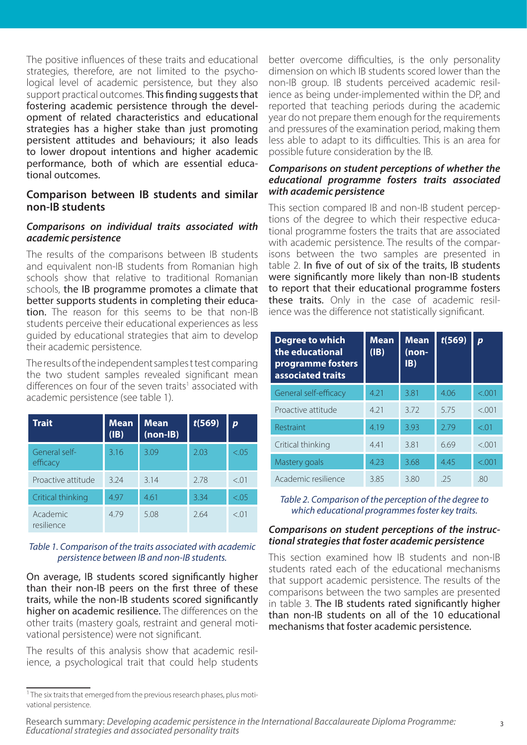The positive influences of these traits and educational strategies, therefore, are not limited to the psychological level of academic persistence, but they also support practical outcomes. **This finding suggests that fostering academic persistence through the development of related characteristics and educational strategies has a higher stake than just promoting persistent attitudes and behaviours; it also leads to lower dropout intentions and higher academic performance, both of which are essential educational outcomes.**

## Comparison between IB students and similar non-IB students

### *Comparisons on individual traits associated with academic persistence*

The results of the comparisons between IB students and equivalent non-IB students from Romanian high schools show that relative to traditional Romanian schools, **the IB programme promotes a climate that better supports students in completing their education.** The reason for this seems to be that non-IB students perceive their educational experiences as less guided by educational strategies that aim to develop their academic persistence.

The results of the independent samples t test comparing the two student samples revealed significant mean differences on four of the seven traits[1] associated with academic persistence (see table 1).

| Trait | Mean (IB) | Mean (non-IB) | *t*(569) | *p* |
|---|---|---|---|---|
| General self-efficacy | 3.16 | 3.09 | 2.03 | <.05 |
| Proactive attitude | 3.24 | 3.14 | 2.78 | <.01 |
| Critical thinking | 4.97 | 4.61 | 3.34 | <.05 |
| Academic resilience | 4.79 | 5.08 | 2.64 | <.01 |

*Table 1. Comparison of the traits associated with academic persistence between IB and non-IB students.*

**On average, IB students scored significantly higher than their non-IB peers on the first three of these traits, while the non-IB students scored significantly higher on academic resilience.** The differences on the other traits (mastery goals, restraint and general motivational persistence) were not significant.

The results of this analysis show that academic resilience, a psychological trait that could help students better overcome difficulties, is the only personality dimension on which IB students scored lower than the non-IB group. IB students perceived academic resilience as being under-implemented within the DP, and reported that teaching periods during the academic year do not prepare them enough for the requirements and pressures of the examination period, making them less able to adapt to its difficulties. This is an area for possible future consideration by the IB.

### *Comparisons on student perceptions of whether the educational programme fosters traits associated with academic persistence*

This section compared IB and non-IB student perceptions of the degree to which their respective educational programme fosters the traits that are associated with academic persistence. The results of the comparisons between the two samples are presented in table 2. **In five of out of six of the traits, IB students were significantly more likely than non-IB students to report that their educational programme fosters these traits.** Only in the case of academic resilience was the difference not statistically significant.

| Degree to which the educational programme fosters associated traits | Mean (IB) | Mean (non-IB) | *t*(569) | *p* |
|---|---|---|---|---|
| General self-efficacy | 4.21 | 3.81 | 4.06 | <.001 |
| Proactive attitude | 4.21 | 3.72 | 5.75 | <.001 |
| Restraint | 4.19 | 3.93 | 2.79 | <.01 |
| Critical thinking | 4.41 | 3.81 | 6.69 | <.001 |
| Mastery goals | 4.23 | 3.68 | 4.45 | <.001 |
| Academic resilience | 3.85 | 3.80 | .25 | .80 |

*Table 2. Comparison of the perception of the degree to which educational programmes foster key traits.*

### *Comparisons on student perceptions of the instructional strategies that foster academic persistence*

This section examined how IB students and non-IB students rated each of the educational mechanisms that support academic persistence. The results of the comparisons between the two samples are presented in table 3. **The IB students rated significantly higher than non-IB students on all of the 10 educational mechanisms that foster academic persistence.**

[1] The six traits that emerged from the previous research phases, plus motivational persistence.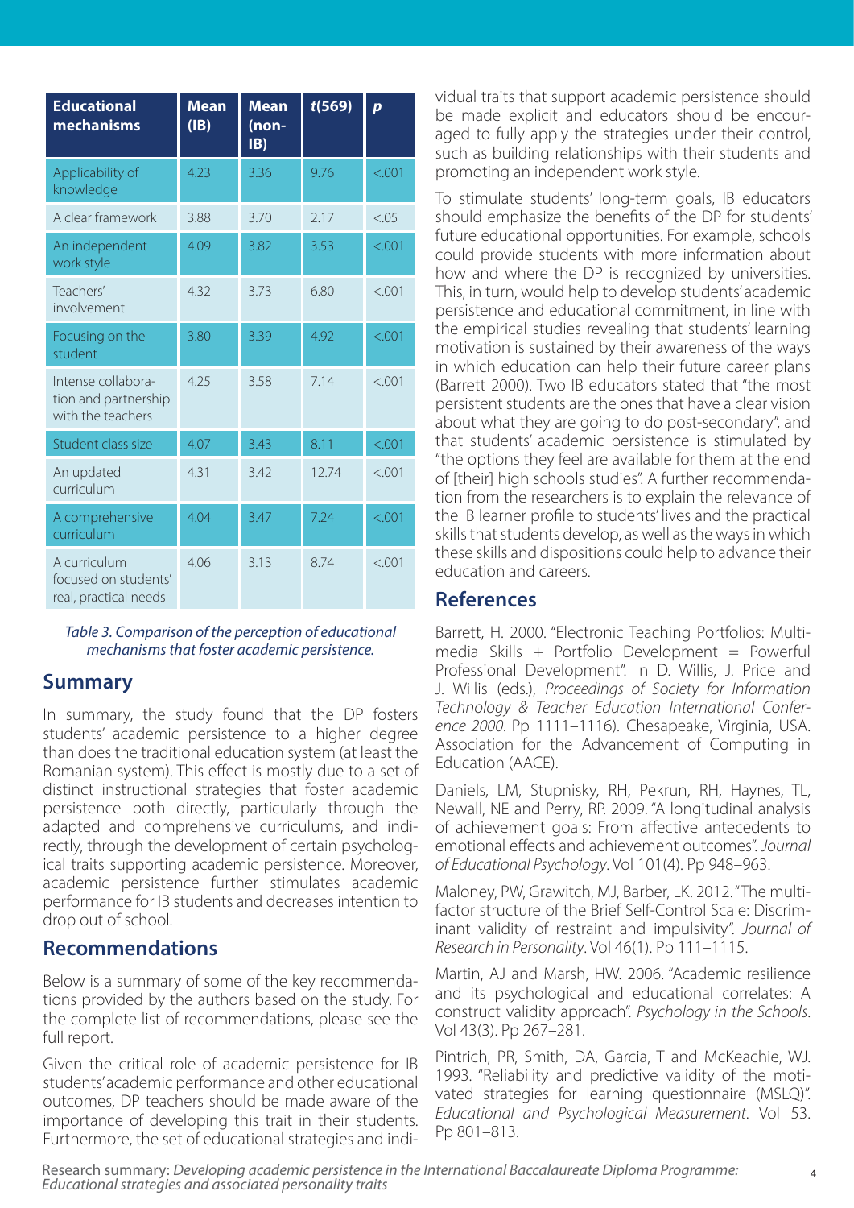| Educational mechanisms | Mean (IB) | Mean (non-IB) | $t(569)$ | $p$ |
|---|---|---|---|---|
| Applicability of knowledge | 4.23 | 3.36 | 9.76 | <.001 |
| A clear framework | 3.88 | 3.70 | 2.17 | <.05 |
| An independent work style | 4.09 | 3.82 | 3.53 | <.001 |
| Teachers' involvement | 4.32 | 3.73 | 6.80 | <.001 |
| Focusing on the student | 3.80 | 3.39 | 4.92 | <.001 |
| Intense collaboration and partnership with the teachers | 4.25 | 3.58 | 7.14 | <.001 |
| Student class size | 4.07 | 3.43 | 8.11 | <.001 |
| An updated curriculum | 4.31 | 3.42 | 12.74 | <.001 |
| A comprehensive curriculum | 4.04 | 3.47 | 7.24 | <.001 |
| A curriculum focused on students' real, practical needs | 4.06 | 3.13 | 8.74 | <.001 |

*Table 3. Comparison of the perception of educational mechanisms that foster academic persistence.*

## Summary

In summary, the study found that the DP fosters students' academic persistence to a higher degree than does the traditional education system (at least the Romanian system). This effect is mostly due to a set of distinct instructional strategies that foster academic persistence both directly, particularly through the adapted and comprehensive curriculums, and indirectly, through the development of certain psychological traits supporting academic persistence. Moreover, academic persistence further stimulates academic performance for IB students and decreases intention to drop out of school.

## Recommendations

Below is a summary of some of the key recommendations provided by the authors based on the study. For the complete list of recommendations, please see the full report.

Given the critical role of academic persistence for IB students' academic performance and other educational outcomes, DP teachers should be made aware of the importance of developing this trait in their students. Furthermore, the set of educational strategies and individual traits that support academic persistence should be made explicit and educators should be encouraged to fully apply the strategies under their control, such as building relationships with their students and promoting an independent work style.

To stimulate students' long-term goals, IB educators should emphasize the benefits of the DP for students' future educational opportunities. For example, schools could provide students with more information about how and where the DP is recognized by universities. This, in turn, would help to develop students' academic persistence and educational commitment, in line with the empirical studies revealing that students' learning motivation is sustained by their awareness of the ways in which education can help their future career plans (Barrett 2000). Two IB educators stated that "the most persistent students are the ones that have a clear vision about what they are going to do post-secondary", and that students' academic persistence is stimulated by "the options they feel are available for them at the end of [their] high schools studies". A further recommendation from the researchers is to explain the relevance of the IB learner profile to students' lives and the practical skills that students develop, as well as the ways in which these skills and dispositions could help to advance their education and careers.

## References

Barrett, H. 2000. "Electronic Teaching Portfolios: Multimedia Skills + Portfolio Development = Powerful Professional Development". In D. Willis, J. Price and J. Willis (eds.), *Proceedings of Society for Information Technology & Teacher Education International Conference 2000*. Pp 1111–1116). Chesapeake, Virginia, USA. Association for the Advancement of Computing in Education (AACE).

Daniels, LM, Stupnisky, RH, Pekrun, RH, Haynes, TL, Newall, NE and Perry, RP. 2009. "A longitudinal analysis of achievement goals: From affective antecedents to emotional effects and achievement outcomes". *Journal of Educational Psychology*. Vol 101(4). Pp 948–963.

Maloney, PW, Grawitch, MJ, Barber, LK. 2012. "The multifactor structure of the Brief Self-Control Scale: Discriminant validity of restraint and impulsivity". *Journal of Research in Personality*. Vol 46(1). Pp 111–1115.

Martin, AJ and Marsh, HW. 2006. "Academic resilience and its psychological and educational correlates: A construct validity approach". *Psychology in the Schools*. Vol 43(3). Pp 267–281.

Pintrich, PR, Smith, DA, Garcia, T and McKeachie, WJ. 1993. "Reliability and predictive validity of the motivated strategies for learning questionnaire (MSLQ)". *Educational and Psychological Measurement*. Vol 53. Pp 801–813.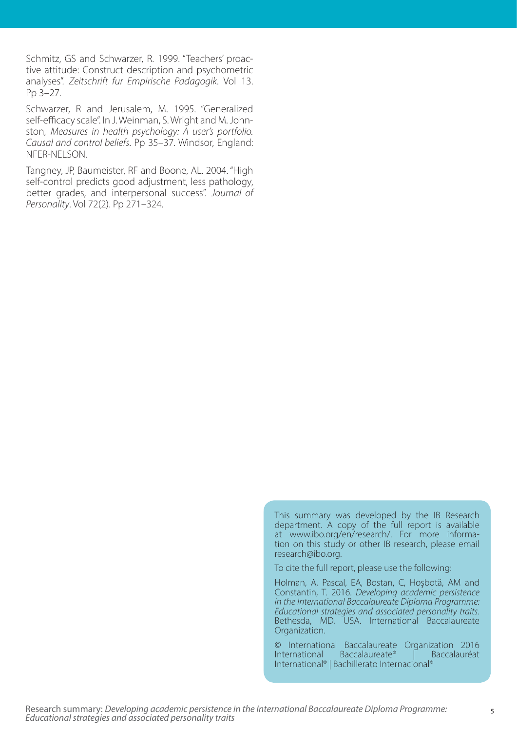Schmitz, GS and Schwarzer, R. 1999. "Teachers' proactive attitude: Construct description and psychometric analyses". *Zeitschrift fur Empirische Padagogik*. Vol 13. Pp 3–27.

Schwarzer, R and Jerusalem, M. 1995. "Generalized self-efficacy scale". In J. Weinman, S. Wright and M. Johnston, *Measures in health psychology: A user's portfolio. Causal and control beliefs*. Pp 35–37. Windsor, England: NFER-NELSON.

Tangney, JP, Baumeister, RF and Boone, AL. 2004. "High self-control predicts good adjustment, less pathology, better grades, and interpersonal success". *Journal of Personality*. Vol 72(2). Pp 271–324.

This summary was developed by the IB Research department. A copy of the full report is available at www.ibo.org/en/research/. For more information on this study or other IB research, please email research@ibo.org.

To cite the full report, please use the following:

Holman, A, Pascal, EA, Bostan, C, Hoşbotă, AM and Constantin, T. 2016. *Developing academic persistence in the International Baccalaureate Diploma Programme: Educational strategies and associated personality traits*. Bethesda, MD, USA. International Baccalaureate Organization.

© International Baccalaureate Organization 2016
International Baccalaureate® | Baccalauréat International® | Bachillerato Internacional®